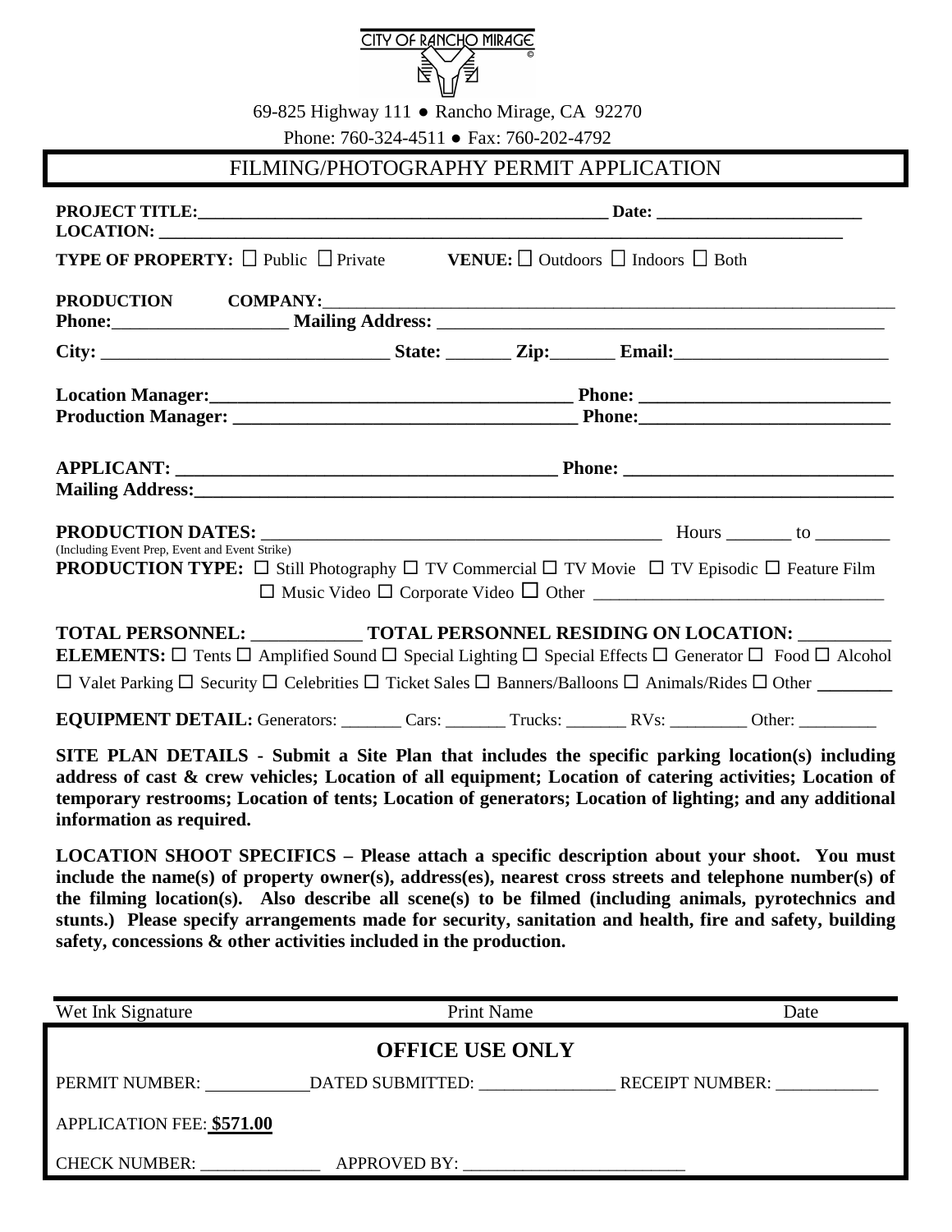CITY OF RANCHO MIRAGE

69-825 Highway 111 ● Rancho Mirage, CA 92270

Phone: 760-324-4511 ● Fax: 760-202-4792

# FILMING/PHOTOGRAPHY PERMIT APPLICATION

**PROJECT TITLE:**__________________________________________________ **Date:** ________________________

**LOCATION:** ________________________________________________________________________________

**TYPE OF PROPERTY:** ☐ Public ☐ Private **VENUE:** ☐ Outdoors ☐ Indoors ☐ Both

**PRODUCTION COMPANY:**_______________________________________________________________

**Phone:**___________________ **Mailing Address:** _________________________________________________

**City:** _______________________________ **State:** _______ **Zip:**_______ **Email:**_______________________

**Location Manager:**_______________________________________ **Phone:** ___________________________

**Production Manager:** ____________________________________ **Phone:**___________________________

**APPLICANT:** __________________________________________ **Phone:** _____________________________

**Mailing Address:**_________________________________________________________________________________

**PRODUCTION DATES:** _____________________________________________ Hours _______ to ________

(Including Event Prep, Event and Event Strike)

**PRODUCTION TYPE:** ☐ Still Photography ☐ TV Commercial ☐ TV Movie ☐ TV Episodic ☐ Feature Film ☐ Music Video ☐ Corporate Video ☐ Other _________________________________

**TOTAL PERSONNEL:** ___________ **TOTAL PERSONNEL RESIDING ON LOCATION:** __________

**ELEMENTS:** ☐ Tents ☐ Amplified Sound ☐ Special Lighting ☐ Special Effects ☐ Generator ☐ Food ☐ Alcohol ☐ Valet Parking ☐ Security ☐ Celebrities ☐ Ticket Sales ☐ Banners/Balloons ☐ Animals/Rides ☐ Other ________

**EQUIPMENT DETAIL:** Generators: _______ Cars: _______ Trucks: _______ RVs: _________ Other: _________

**SITE PLAN DETAILS - Submit a Site Plan that includes the specific parking location(s) including address of cast & crew vehicles; Location of all equipment; Location of catering activities; Location of temporary restrooms; Location of tents; Location of generators; Location of lighting; and any additional information as required.**

**LOCATION SHOOT SPECIFICS – Please attach a specific description about your shoot. You must include the name(s) of property owner(s), address(es), nearest cross streets and telephone number(s) of the filming location(s). Also describe all scene(s) to be filmed (including animals, pyrotechnics and stunts.) Please specify arrangements made for security, sanitation and health, fire and safety, building safety, concessions & other activities included in the production.**

Wet Ink Signature Print Name Date

## OFFICE USE ONLY

PERMIT NUMBER: ____________ DATED SUBMITTED: _______________ RECEIPT NUMBER: ____________

APPLICATION FEE: **$571.00**

CHECK NUMBER: ______________ APPROVED BY: _________________________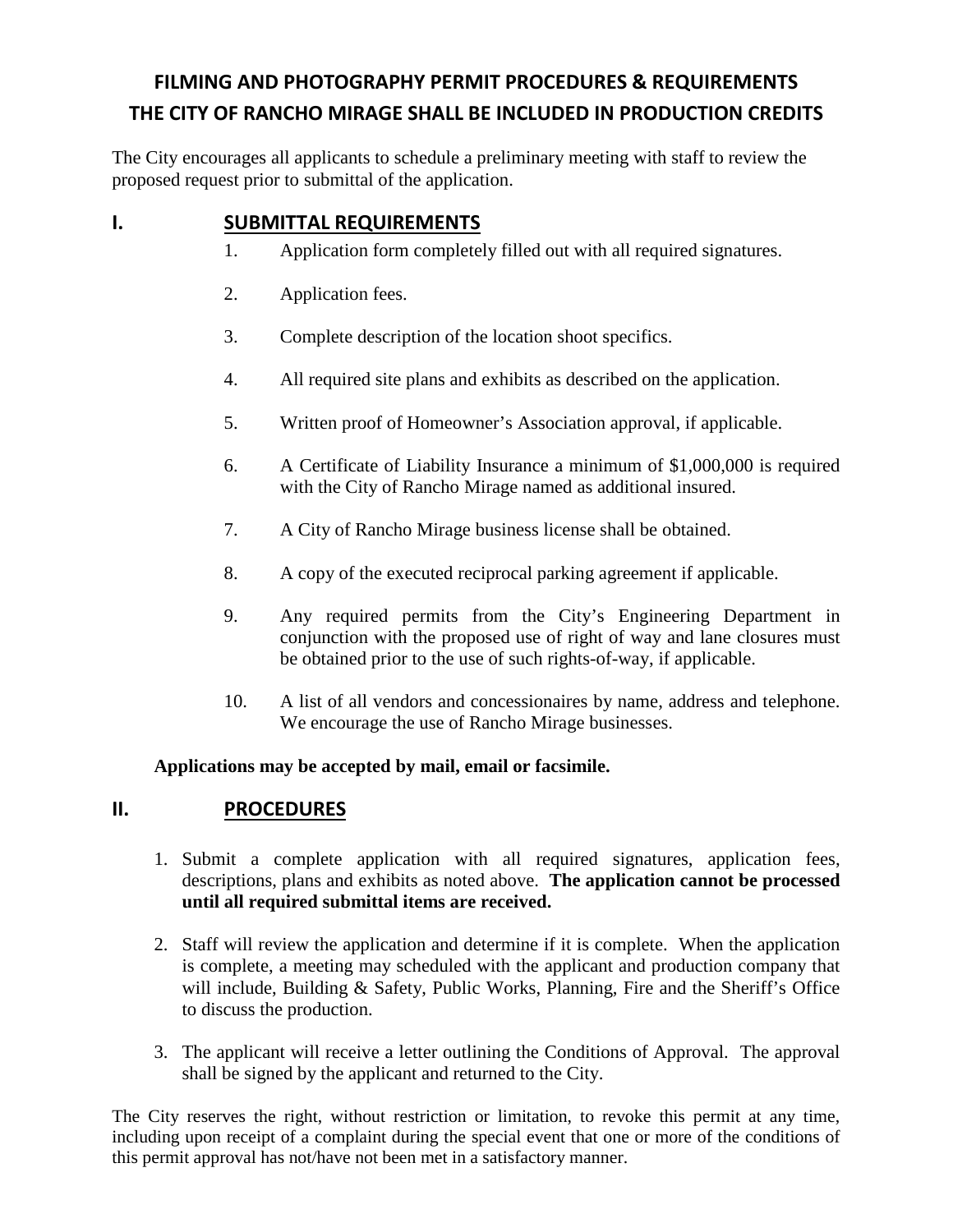# FILMING AND PHOTOGRAPHY PERMIT PROCEDURES & REQUIREMENTS
# THE CITY OF RANCHO MIRAGE SHALL BE INCLUDED IN PRODUCTION CREDITS

The City encourages all applicants to schedule a preliminary meeting with staff to review the proposed request prior to submittal of the application.

## I. SUBMITTAL REQUIREMENTS

1. Application form completely filled out with all required signatures.
2. Application fees.
3. Complete description of the location shoot specifics.
4. All required site plans and exhibits as described on the application.
5. Written proof of Homeowner's Association approval, if applicable.
6. A Certificate of Liability Insurance a minimum of $1,000,000 is required with the City of Rancho Mirage named as additional insured.
7. A City of Rancho Mirage business license shall be obtained.
8. A copy of the executed reciprocal parking agreement if applicable.
9. Any required permits from the City's Engineering Department in conjunction with the proposed use of right of way and lane closures must be obtained prior to the use of such rights-of-way, if applicable.
10. A list of all vendors and concessionaires by name, address and telephone. We encourage the use of Rancho Mirage businesses.

**Applications may be accepted by mail, email or facsimile.**

## II. PROCEDURES

1. Submit a complete application with all required signatures, application fees, descriptions, plans and exhibits as noted above. **The application cannot be processed until all required submittal items are received.**
2. Staff will review the application and determine if it is complete. When the application is complete, a meeting may scheduled with the applicant and production company that will include, Building & Safety, Public Works, Planning, Fire and the Sheriff's Office to discuss the production.
3. The applicant will receive a letter outlining the Conditions of Approval. The approval shall be signed by the applicant and returned to the City.

The City reserves the right, without restriction or limitation, to revoke this permit at any time, including upon receipt of a complaint during the special event that one or more of the conditions of this permit approval has not/have not been met in a satisfactory manner.